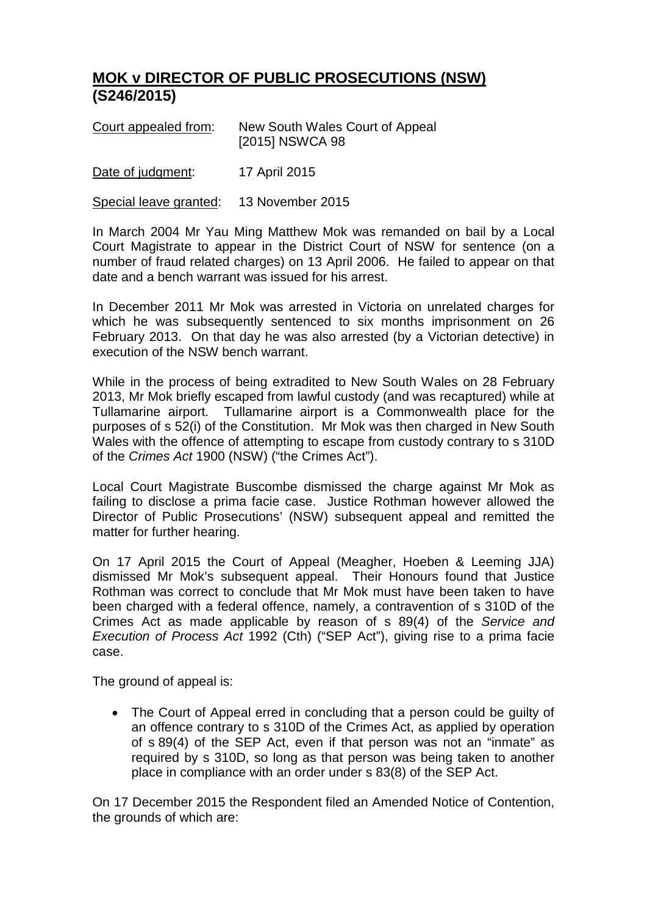# **MOK v DIRECTOR OF PUBLIC PROSECUTIONS (NSW) (S246/2015)**

Court appealed from: New South Wales Court of Appeal [2015] NSWCA 98

Date of judgment: 17 April 2015

Special leave granted: 13 November 2015

In March 2004 Mr Yau Ming Matthew Mok was remanded on bail by a Local Court Magistrate to appear in the District Court of NSW for sentence (on a number of fraud related charges) on 13 April 2006. He failed to appear on that date and a bench warrant was issued for his arrest.

In December 2011 Mr Mok was arrested in Victoria on unrelated charges for which he was subsequently sentenced to six months imprisonment on 26 February 2013. On that day he was also arrested (by a Victorian detective) in execution of the NSW bench warrant.

While in the process of being extradited to New South Wales on 28 February 2013, Mr Mok briefly escaped from lawful custody (and was recaptured) while at Tullamarine airport. Tullamarine airport is a Commonwealth place for the purposes of s 52(i) of the Constitution. Mr Mok was then charged in New South Wales with the offence of attempting to escape from custody contrary to s 310D of the *Crimes Act* 1900 (NSW) ("the Crimes Act").

Local Court Magistrate Buscombe dismissed the charge against Mr Mok as failing to disclose a prima facie case. Justice Rothman however allowed the Director of Public Prosecutions' (NSW) subsequent appeal and remitted the matter for further hearing.

On 17 April 2015 the Court of Appeal (Meagher, Hoeben & Leeming JJA) dismissed Mr Mok's subsequent appeal. Their Honours found that Justice Rothman was correct to conclude that Mr Mok must have been taken to have been charged with a federal offence, namely, a contravention of s 310D of the Crimes Act as made applicable by reason of s 89(4) of the *Service and Execution of Process Act* 1992 (Cth) ("SEP Act"), giving rise to a prima facie case.

The ground of appeal is:

- The Court of Appeal erred in concluding that a person could be guilty of an offence contrary to s 310D of the Crimes Act, as applied by operation of s 89(4) of the SEP Act, even if that person was not an "inmate" as required by s 310D, so long as that person was being taken to another place in compliance with an order under s 83(8) of the SEP Act.

On 17 December 2015 the Respondent filed an Amended Notice of Contention, the grounds of which are: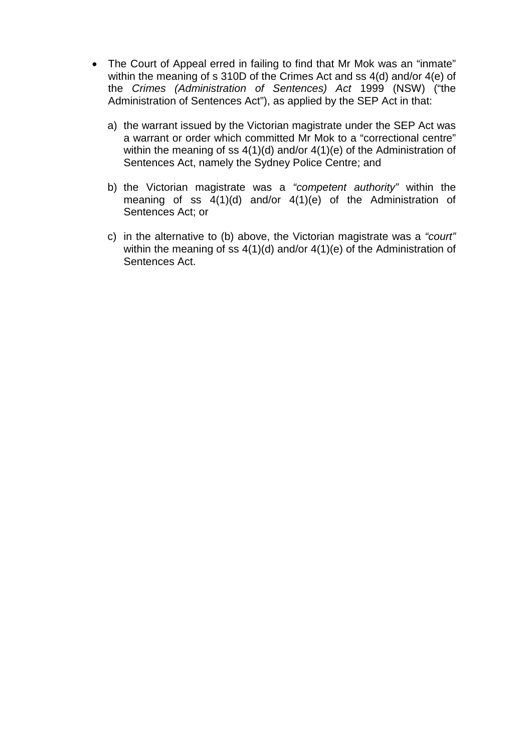- The Court of Appeal erred in failing to find that Mr Mok was an “inmate” within the meaning of s 310D of the Crimes Act and ss 4(d) and/or 4(e) of the *Crimes (Administration of Sentences) Act* 1999 (NSW) (“the Administration of Sentences Act”), as applied by the SEP Act in that:

  a) the warrant issued by the Victorian magistrate under the SEP Act was a warrant or order which committed Mr Mok to a “correctional centre” within the meaning of ss 4(1)(d) and/or 4(1)(e) of the Administration of Sentences Act, namely the Sydney Police Centre; and

  b) the Victorian magistrate was a *“competent authority”* within the meaning of ss 4(1)(d) and/or 4(1)(e) of the Administration of Sentences Act; or

  c) in the alternative to (b) above, the Victorian magistrate was a *“court”* within the meaning of ss 4(1)(d) and/or 4(1)(e) of the Administration of Sentences Act.